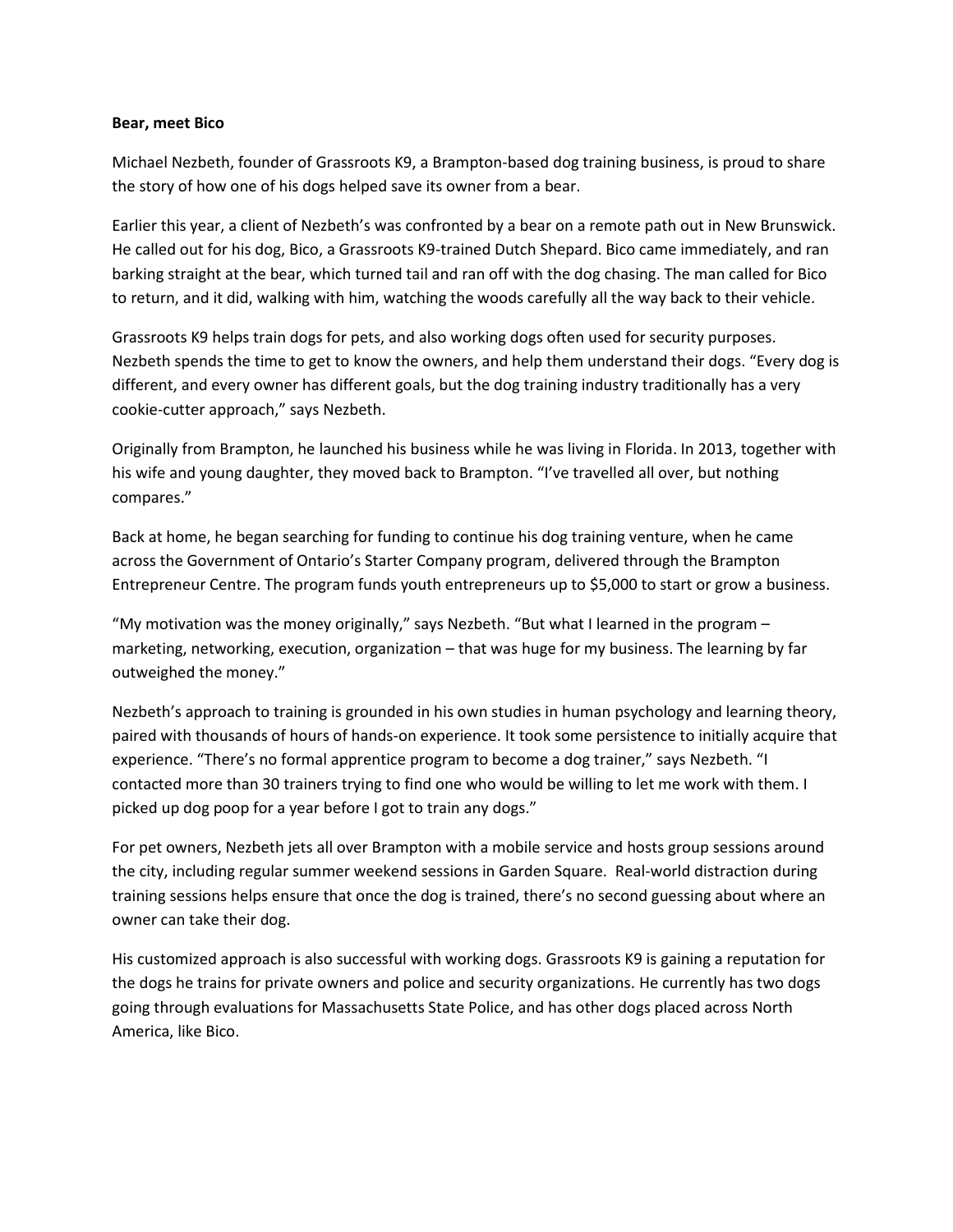**Bear, meet Bico**

Michael Nezbeth, founder of Grassroots K9, a Brampton-based dog training business, is proud to share the story of how one of his dogs helped save its owner from a bear.

Earlier this year, a client of Nezbeth's was confronted by a bear on a remote path out in New Brunswick. He called out for his dog, Bico, a Grassroots K9-trained Dutch Shepard. Bico came immediately, and ran barking straight at the bear, which turned tail and ran off with the dog chasing. The man called for Bico to return, and it did, walking with him, watching the woods carefully all the way back to their vehicle.

Grassroots K9 helps train dogs for pets, and also working dogs often used for security purposes. Nezbeth spends the time to get to know the owners, and help them understand their dogs. "Every dog is different, and every owner has different goals, but the dog training industry traditionally has a very cookie-cutter approach," says Nezbeth.

Originally from Brampton, he launched his business while he was living in Florida. In 2013, together with his wife and young daughter, they moved back to Brampton. "I've travelled all over, but nothing compares."

Back at home, he began searching for funding to continue his dog training venture, when he came across the Government of Ontario's Starter Company program, delivered through the Brampton Entrepreneur Centre. The program funds youth entrepreneurs up to $5,000 to start or grow a business.

"My motivation was the money originally," says Nezbeth. "But what I learned in the program – marketing, networking, execution, organization – that was huge for my business. The learning by far outweighed the money."

Nezbeth's approach to training is grounded in his own studies in human psychology and learning theory, paired with thousands of hours of hands-on experience. It took some persistence to initially acquire that experience. "There's no formal apprentice program to become a dog trainer," says Nezbeth. "I contacted more than 30 trainers trying to find one who would be willing to let me work with them. I picked up dog poop for a year before I got to train any dogs."

For pet owners, Nezbeth jets all over Brampton with a mobile service and hosts group sessions around the city, including regular summer weekend sessions in Garden Square. Real-world distraction during training sessions helps ensure that once the dog is trained, there's no second guessing about where an owner can take their dog.

His customized approach is also successful with working dogs. Grassroots K9 is gaining a reputation for the dogs he trains for private owners and police and security organizations. He currently has two dogs going through evaluations for Massachusetts State Police, and has other dogs placed across North America, like Bico.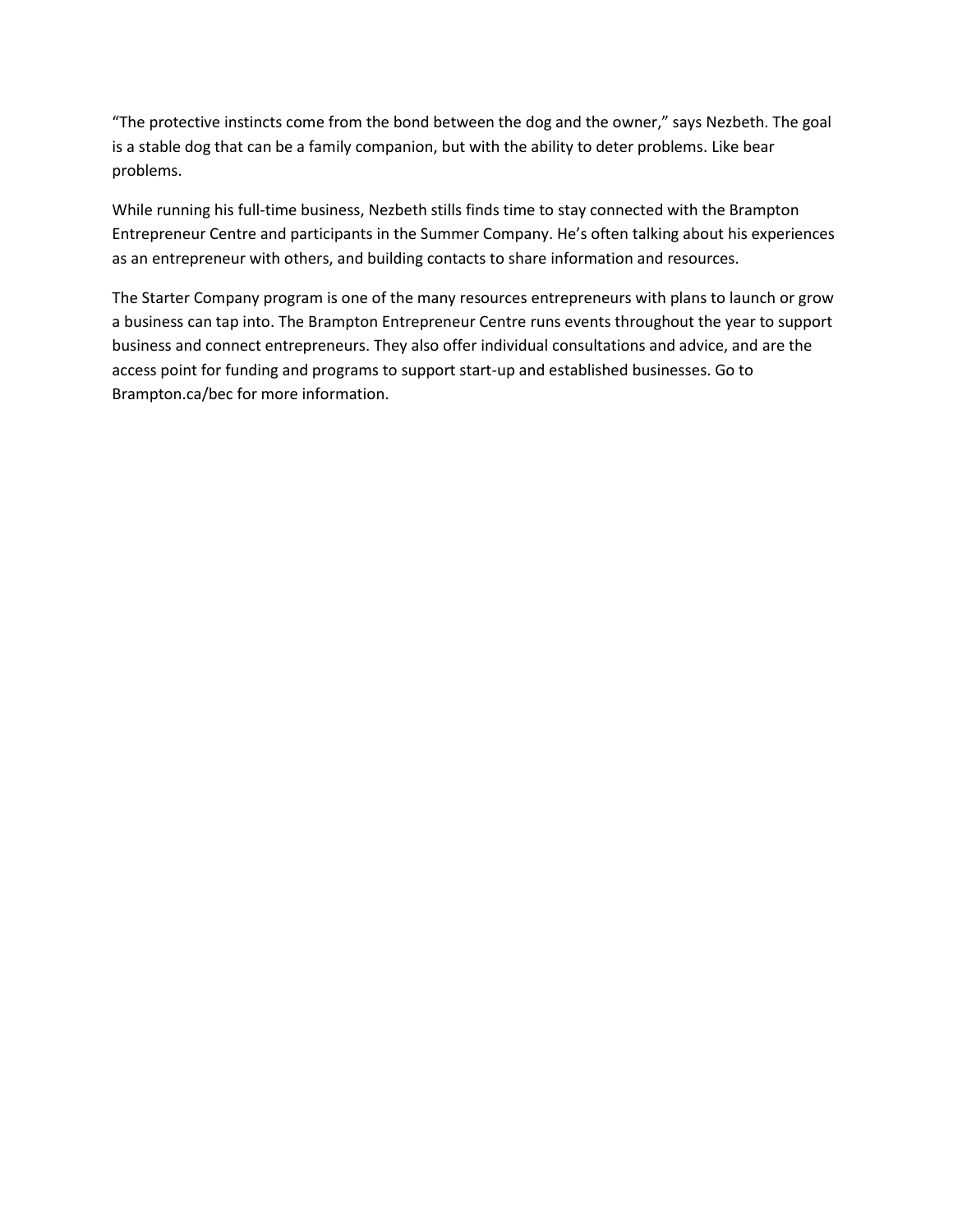“The protective instincts come from the bond between the dog and the owner,” says Nezbeth. The goal is a stable dog that can be a family companion, but with the ability to deter problems. Like bear problems.

While running his full-time business, Nezbeth stills finds time to stay connected with the Brampton Entrepreneur Centre and participants in the Summer Company. He’s often talking about his experiences as an entrepreneur with others, and building contacts to share information and resources.

The Starter Company program is one of the many resources entrepreneurs with plans to launch or grow a business can tap into. The Brampton Entrepreneur Centre runs events throughout the year to support business and connect entrepreneurs. They also offer individual consultations and advice, and are the access point for funding and programs to support start-up and established businesses. Go to Brampton.ca/bec for more information.